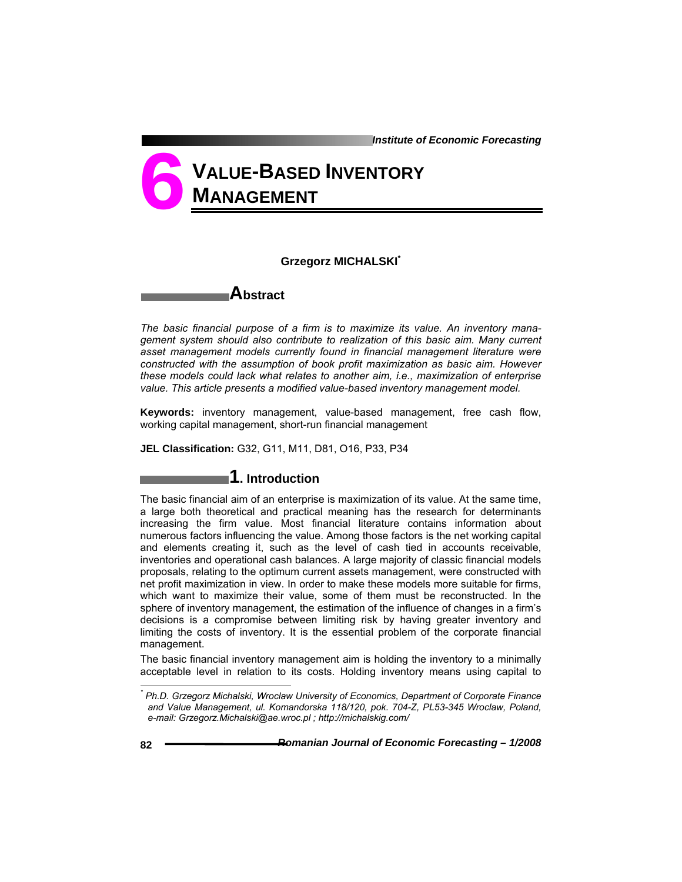# 6 VALUE-BASED INVENTORY MANAGEMENT

**Grzegorz MICHALSKI***

## Abstract

*The basic financial purpose of a firm is to maximize its value. An inventory management system should also contribute to realization of this basic aim. Many current asset management models currently found in financial management literature were constructed with the assumption of book profit maximization as basic aim. However these models could lack what relates to another aim, i.e., maximization of enterprise value. This article presents a modified value-based inventory management model.*

**Keywords:** inventory management, value-based management, free cash flow, working capital management, short-run financial management

**JEL Classification:** G32, G11, M11, D81, O16, P33, P34

## 1. Introduction

The basic financial aim of an enterprise is maximization of its value. At the same time, a large both theoretical and practical meaning has the research for determinants increasing the firm value. Most financial literature contains information about numerous factors influencing the value. Among those factors is the net working capital and elements creating it, such as the level of cash tied in accounts receivable, inventories and operational cash balances. A large majority of classic financial models proposals, relating to the optimum current assets management, were constructed with net profit maximization in view. In order to make these models more suitable for firms, which want to maximize their value, some of them must be reconstructed. In the sphere of inventory management, the estimation of the influence of changes in a firm's decisions is a compromise between limiting risk by having greater inventory and limiting the costs of inventory. It is the essential problem of the corporate financial management.

The basic financial inventory management aim is holding the inventory to a minimally acceptable level in relation to its costs. Holding inventory means using capital to

---

\* *Ph.D. Grzegorz Michalski, Wroclaw University of Economics, Department of Corporate Finance and Value Management, ul. Komandorska 118/120, pok. 704-Z, PL53-345 Wroclaw, Poland, e-mail: Grzegorz.Michalski@ae.wroc.pl ; http://michalskig.com/*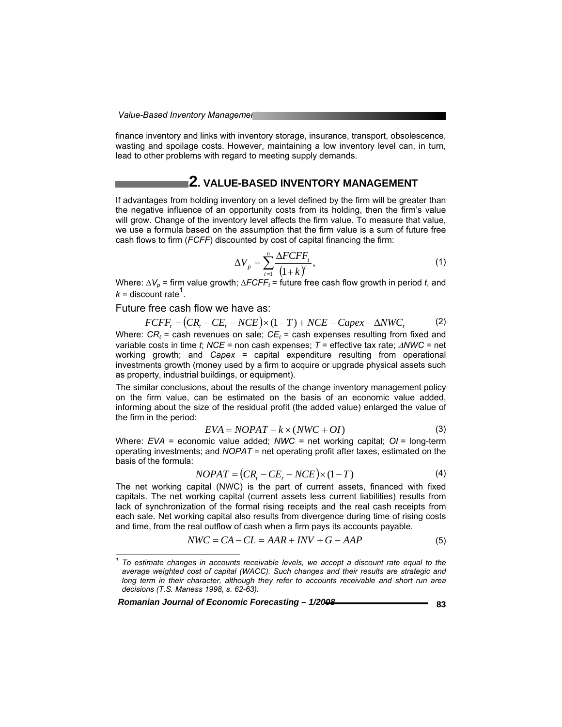finance inventory and links with inventory storage, insurance, transport, obsolescence, wasting and spoilage costs. However, maintaining a low inventory level can, in turn, lead to other problems with regard to meeting supply demands.

## 2. VALUE-BASED INVENTORY MANAGEMENT

If advantages from holding inventory on a level defined by the firm will be greater than the negative influence of an opportunity costs from its holding, then the firm's value will grow. Change of the inventory level affects the firm value. To measure that value, we use a formula based on the assumption that the firm value is a sum of future free cash flows to firm (*FCFF*) discounted by cost of capital financing the firm:

$$\Delta V_p = \sum_{t=1}^{n} \frac{\Delta FCFF_t}{(1+k)^t}, \tag{1}$$

Where: $\Delta V_p$ = firm value growth; $\Delta FCFF_t$ = future free cash flow growth in period $t$, and $k$ = discount rate[1].

Future free cash flow we have as:

$$FCFF_t = (CR_t - CE_t - NCE) \times (1-T) + NCE - Capex - \Delta NWC_t \tag{2}$$

Where: $CR_t$ = cash revenues on sale; $CE_t$ = cash expenses resulting from fixed and variable costs in time $t$; $NCE$ = non cash expenses; $T$ = effective tax rate; $\Delta NWC$ = net working growth; and $Capex$ = capital expenditure resulting from operational investments growth (money used by a firm to acquire or upgrade physical assets such as property, industrial buildings, or equipment).

The similar conclusions, about the results of the change inventory management policy on the firm value, can be estimated on the basis of an economic value added, informing about the size of the residual profit (the added value) enlarged the value of the firm in the period:

$$EVA = NOPAT - k \times (NWC + OI) \tag{3}$$

Where: $EVA$ = economic value added; $NWC$ = net working capital; $OI$ = long-term operating investments; and $NOPAT$ = net operating profit after taxes, estimated on the basis of the formula:

$$NOPAT = (CR_t - CE_t - NCE) \times (1-T) \tag{4}$$

The net working capital (NWC) is the part of current assets, financed with fixed capitals. The net working capital (current assets less current liabilities) results from lack of synchronization of the formal rising receipts and the real cash receipts from each sale. Net working capital also results from divergence during time of rising costs and time, from the real outflow of cash when a firm pays its accounts payable.

$$NWC = CA - CL = AAR + INV + G - AAP \tag{5}$$

---

[1] *To estimate changes in accounts receivable levels, we accept a discount rate equal to the average weighted cost of capital (WACC). Such changes and their results are strategic and long term in their character, although they refer to accounts receivable and short run area decisions (T.S. Maness 1998, s. 62-63).*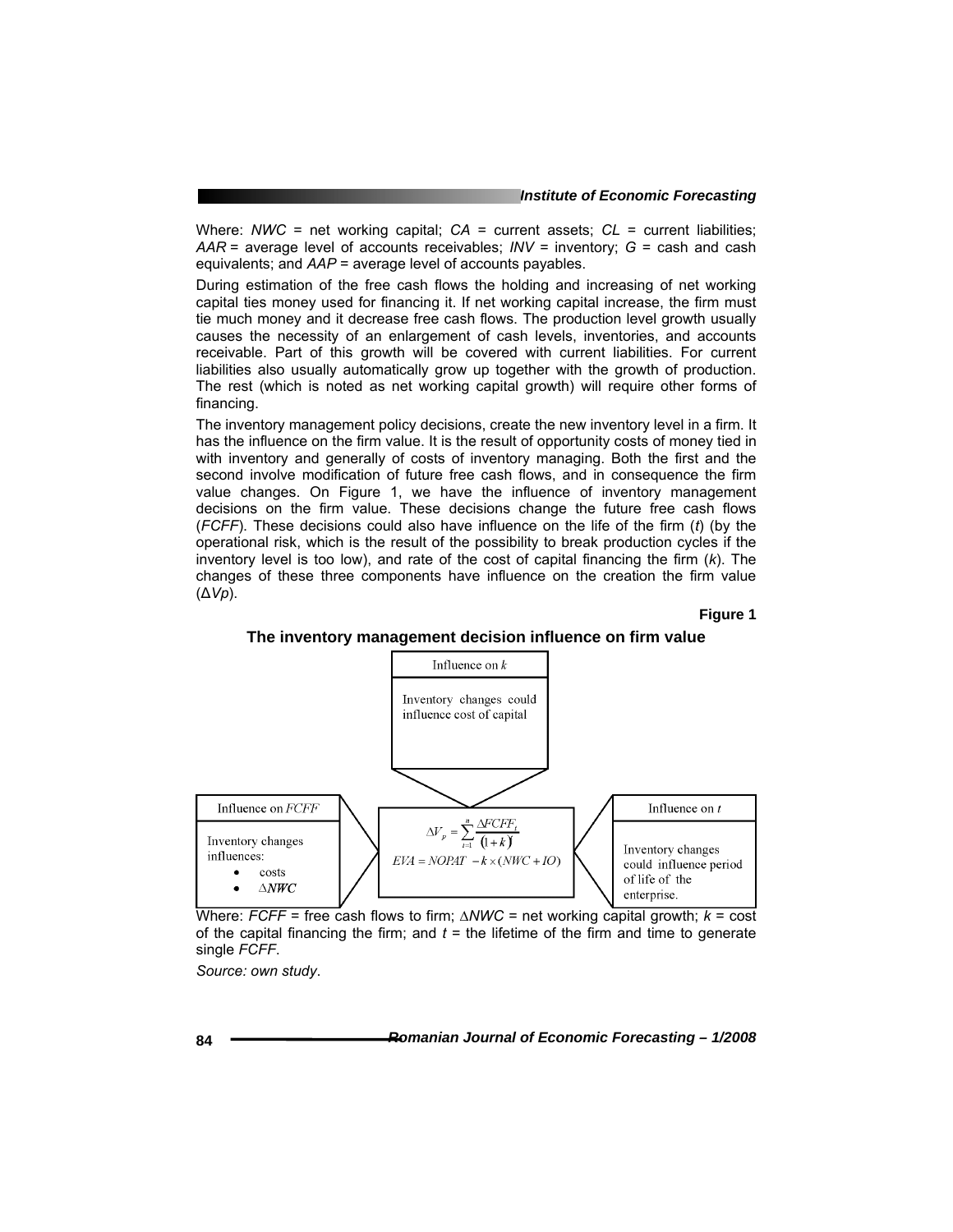Where: $NWC$ = net working capital; $CA$ = current assets; $CL$ = current liabilities; $AAR$ = average level of accounts receivables; $INV$ = inventory; $G$ = cash and cash equivalents; and $AAP$ = average level of accounts payables.

During estimation of the free cash flows the holding and increasing of net working capital ties money used for financing it. If net working capital increase, the firm must tie much money and it decrease free cash flows. The production level growth usually causes the necessity of an enlargement of cash levels, inventories, and accounts receivable. Part of this growth will be covered with current liabilities. For current liabilities also usually automatically grow up together with the growth of production. The rest (which is noted as net working capital growth) will require other forms of financing.

The inventory management policy decisions, create the new inventory level in a firm. It has the influence on the firm value. It is the result of opportunity costs of money tied in with inventory and generally of costs of inventory managing. Both the first and the second involve modification of future free cash flows, and in consequence the firm value changes. On Figure 1, we have the influence of inventory management decisions on the firm value. These decisions change the future free cash flows (*FCFF*). These decisions could also have influence on the life of the firm ($t$) (by the operational risk, which is the result of the possibility to break production cycles if the inventory level is too low), and rate of the cost of capital financing the firm ($k$). The changes of these three components have influence on the creation the firm value ($\Delta Vp$).

**Figure 1**

**The inventory management decision influence on firm value**

Influence on $k$

Inventory changes could influence cost of capital

Influence on $FCFF$

Inventory changes influences:

- costs
- $\Delta NWC$

$$\Delta V_p = \sum_{t=1}^{n} \frac{\Delta FCFF_t}{(1+k)^t}$$

$$EVA = NOPAT - k \times (NWC + IO)$$

Influence on $t$

Inventory changes could influence period of life of the enterprise.

Where: $FCFF$ = free cash flows to firm; $\Delta NWC$ = net working capital growth; $k$ = cost of the capital financing the firm; and $t$ = the lifetime of the firm and time to generate single $FCFF$.

*Source: own study.*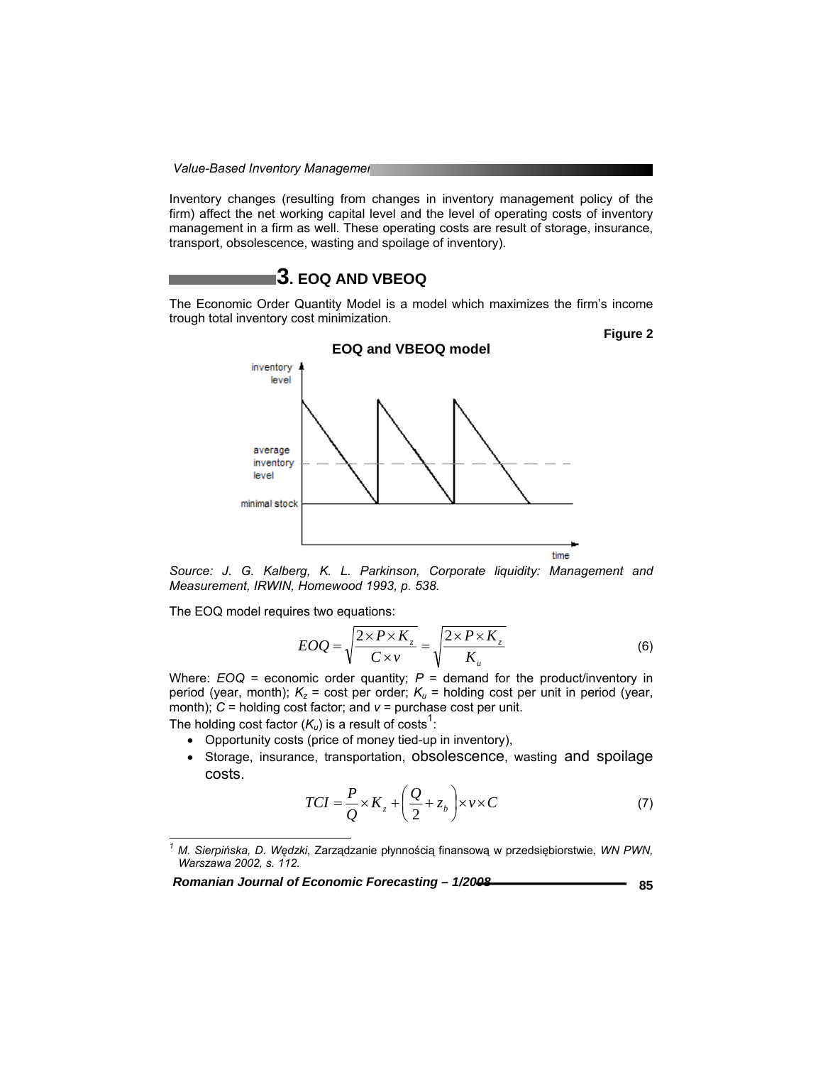Inventory changes (resulting from changes in inventory management policy of the firm) affect the net working capital level and the level of operating costs of inventory management in a firm as well. These operating costs are result of storage, insurance, transport, obsolescence, wasting and spoilage of inventory).

## 3. EOQ AND VBEOQ

The Economic Order Quantity Model is a model which maximizes the firm's income trough total inventory cost minimization.

**Figure 2**

**EOQ and VBEOQ model**

*Source: J. G. Kalberg, K. L. Parkinson, Corporate liquidity: Management and Measurement, IRWIN, Homewood 1993, p. 538.*

The EOQ model requires two equations:

$$EOQ = \sqrt{\frac{2 \times P \times K_z}{C \times v}} = \sqrt{\frac{2 \times P \times K_z}{K_u}} \tag{6}$$

Where: $EOQ$ = economic order quantity; $P$ = demand for the product/inventory in period (year, month); $K_z$ = cost per order; $K_u$ = holding cost per unit in period (year, month); $C$ = holding cost factor; and $v$ = purchase cost per unit.

The holding cost factor ($K_u$) is a result of costs[1]:

- Opportunity costs (price of money tied-up in inventory),
- Storage, insurance, transportation, obsolescence, wasting and spoilage costs.

$$TCI = \frac{P}{Q} \times K_z + \left(\frac{Q}{2} + z_b\right) \times v \times C \tag{7}$$

[1] *M. Sierpińska, D. Wędzki,* Zarządzanie płynnością finansową w przedsiębiorstwie*, WN PWN, Warszawa 2002, s. 112.*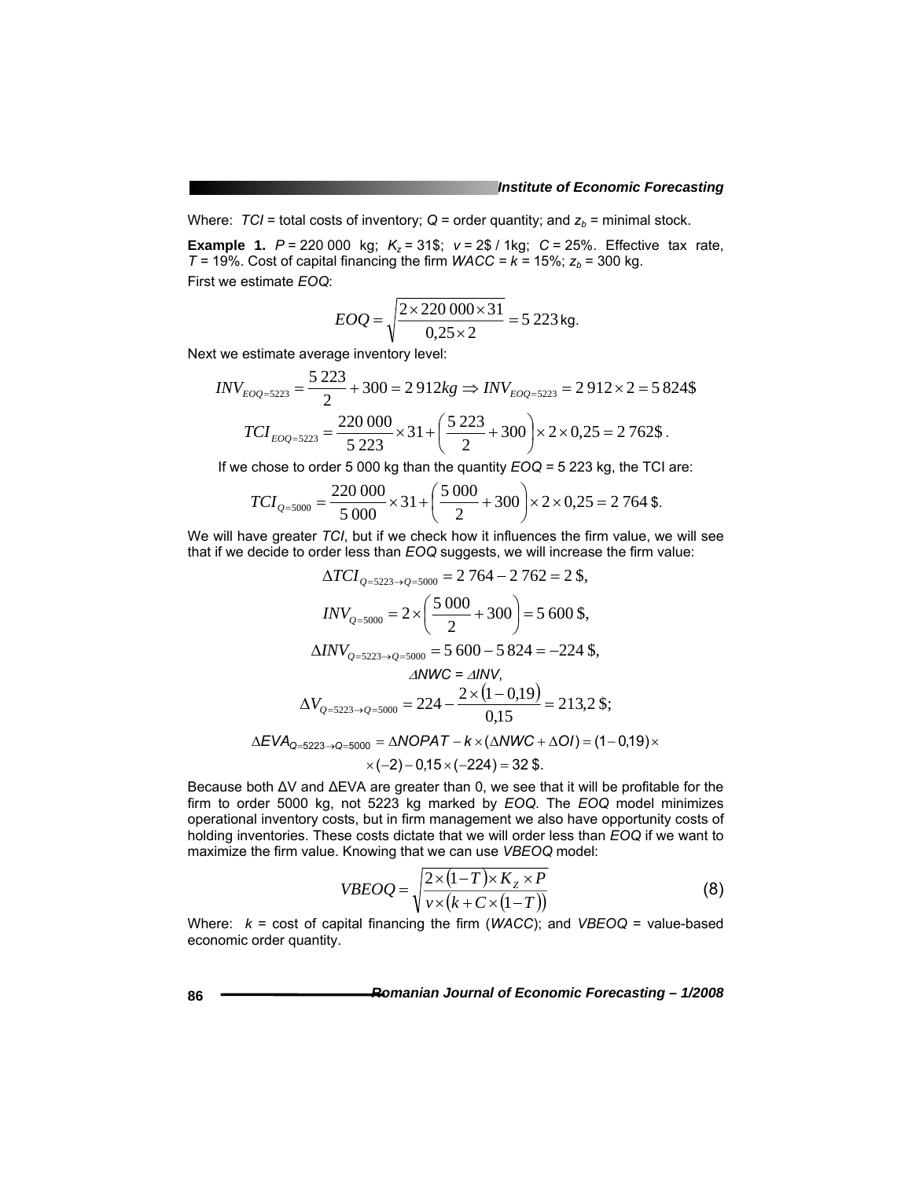Where: $TCI$ = total costs of inventory; $Q$ = order quantity; and $z_b$ = minimal stock.

**Example 1.** $P$ = 220 000 kg; $K_z$ = 31\$; $v$ = 2\$ / 1kg; $C$ = 25%. Effective tax rate, $T$ = 19%. Cost of capital financing the firm $WACC = k$ = 15%; $z_b$ = 300 kg.

First we estimate *EOQ*:

$$EOQ = \sqrt{\frac{2 \times 220\,000 \times 31}{0{,}25 \times 2}} = 5\,223\,\text{kg.}$$

Next we estimate average inventory level:

$$INV_{EOQ=5223} = \frac{5\,223}{2} + 300 = 2\,912kg \Rightarrow INV_{EOQ=5223} = 2\,912 \times 2 = 5\,824\$$$

$$TCI_{EOQ=5223} = \frac{220\,000}{5\,223} \times 31 + \left(\frac{5\,223}{2} + 300\right) \times 2 \times 0{,}25 = 2\,762\$.$$

If we chose to order 5 000 kg than the quantity *EOQ* = 5 223 kg, the TCI are:

$$TCI_{Q=5000} = \frac{220\,000}{5\,000} \times 31 + \left(\frac{5\,000}{2} + 300\right) \times 2 \times 0{,}25 = 2\,764\,\$.$$

We will have greater *TCI*, but if we check how it influences the firm value, we will see that if we decide to order less than *EOQ* suggests, we will increase the firm value:

$$\Delta TCI_{Q=5223 \to Q=5000} = 2\,764 - 2\,762 = 2\,\$,$$

$$INV_{Q=5000} = 2 \times \left(\frac{5\,000}{2} + 300\right) = 5\,600\,\$,$$

$$\Delta INV_{Q=5223 \to Q=5000} = 5\,600 - 5\,824 = -224\,\$,$$

$$\Delta NWC = \Delta INV,$$

$$\Delta V_{Q=5223 \to Q=5000} = 224 - \frac{2 \times (1 - 0{,}19)}{0{,}15} = 213{,}2\,\$;$$

$$\Delta EVA_{Q=5223 \to Q=5000} = \Delta NOPAT - k \times (\Delta NWC + \Delta OI) = (1 - 0{,}19) \times \times (-2) - 0{,}15 \times (-224) = 32\,\$.$$

Because both ΔV and ΔEVA are greater than 0, we see that it will be profitable for the firm to order 5000 kg, not 5223 kg marked by *EOQ*. The *EOQ* model minimizes operational inventory costs, but in firm management we also have opportunity costs of holding inventories. These costs dictate that we will order less than *EOQ* if we want to maximize the firm value. Knowing that we can use *VBEOQ* model:

$$VBEOQ = \sqrt{\frac{2 \times (1 - T) \times K_z \times P}{v \times (k + C \times (1 - T))}} \tag{8}$$

Where: $k$ = cost of capital financing the firm (*WACC*); and *VBEOQ* = value-based economic order quantity.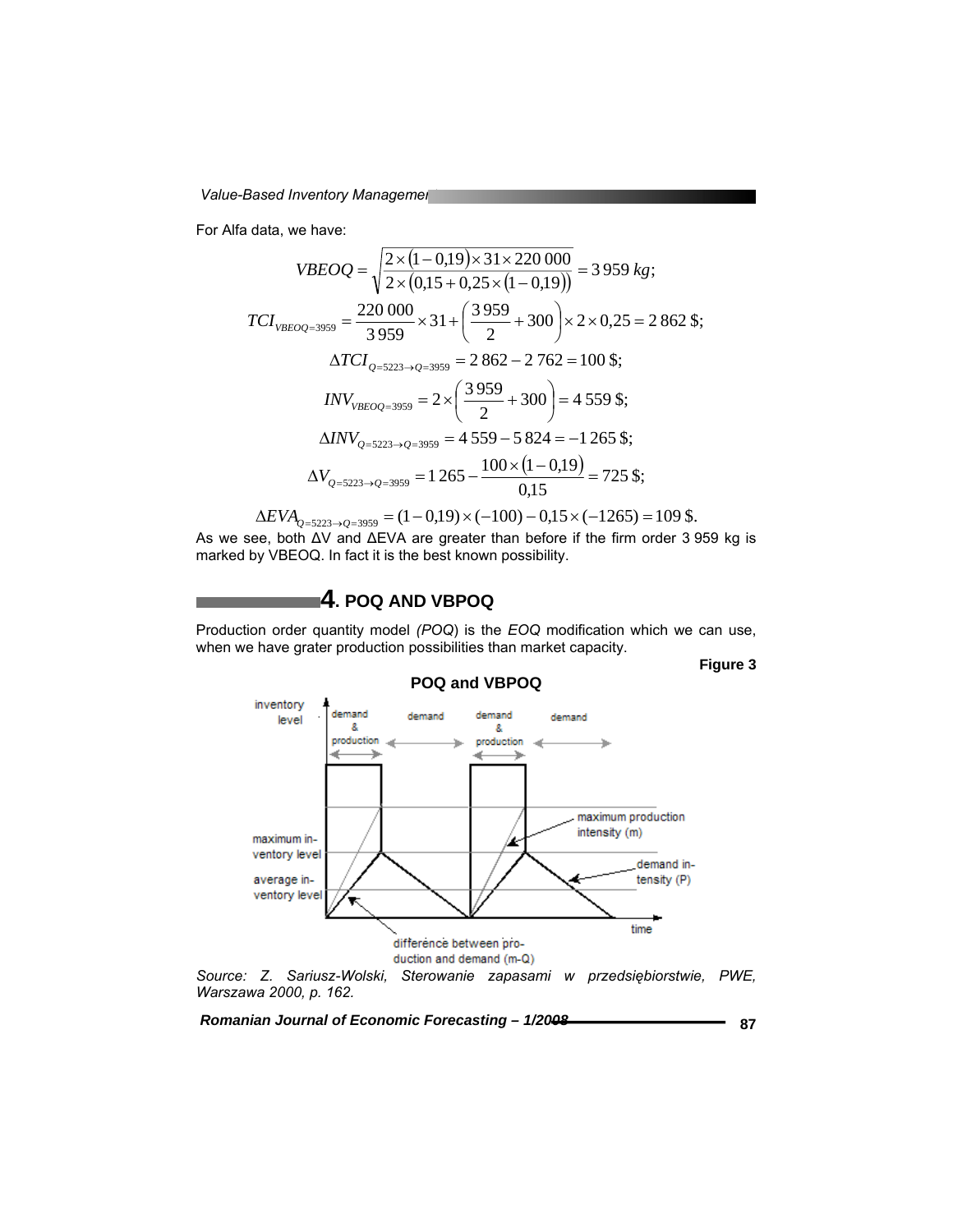For Alfa data, we have:

$$VBEOQ = \sqrt{\frac{2 \times (1-0{,}19) \times 31 \times 220\,000}{2 \times (0{,}15 + 0{,}25 \times (1-0{,}19))}} = 3\,959\ kg;$$

$$TCI_{VBEOQ=3959} = \frac{220\,000}{3\,959} \times 31 + \left(\frac{3\,959}{2} + 300\right) \times 2 \times 0{,}25 = 2\,862\ \$;$$

$$\Delta TCI_{Q=5223 \to Q=3959} = 2\,862 - 2\,762 = 100\ \$;$$

$$INV_{VBEOQ=3959} = 2 \times \left(\frac{3\,959}{2} + 300\right) = 4\,559\ \$;$$

$$\Delta INV_{Q=5223 \to Q=3959} = 4\,559 - 5\,824 = -1\,265\ \$;$$

$$\Delta V_{Q=5223 \to Q=3959} = 1\,265 - \frac{100 \times (1-0{,}19)}{0{,}15} = 725\ \$;$$

$$\Delta EVA_{Q=5223 \to Q=3959} = (1-0{,}19) \times (-100) - 0{,}15 \times (-1265) = 109\ \$.$$

As we see, both ΔV and ΔEVA are greater than before if the firm order 3 959 kg is marked by VBEOQ. In fact it is the best known possibility.

## 4. POQ AND VBPOQ

Production order quantity model *(POQ*) is the *EOQ* modification which we can use, when we have grater production possibilities than market capacity.

**Figure 3**

**POQ and VBPOQ**

*Source: Z. Sariusz-Wolski, Sterowanie zapasami w przedsiębiorstwie, PWE, Warszawa 2000, p. 162.*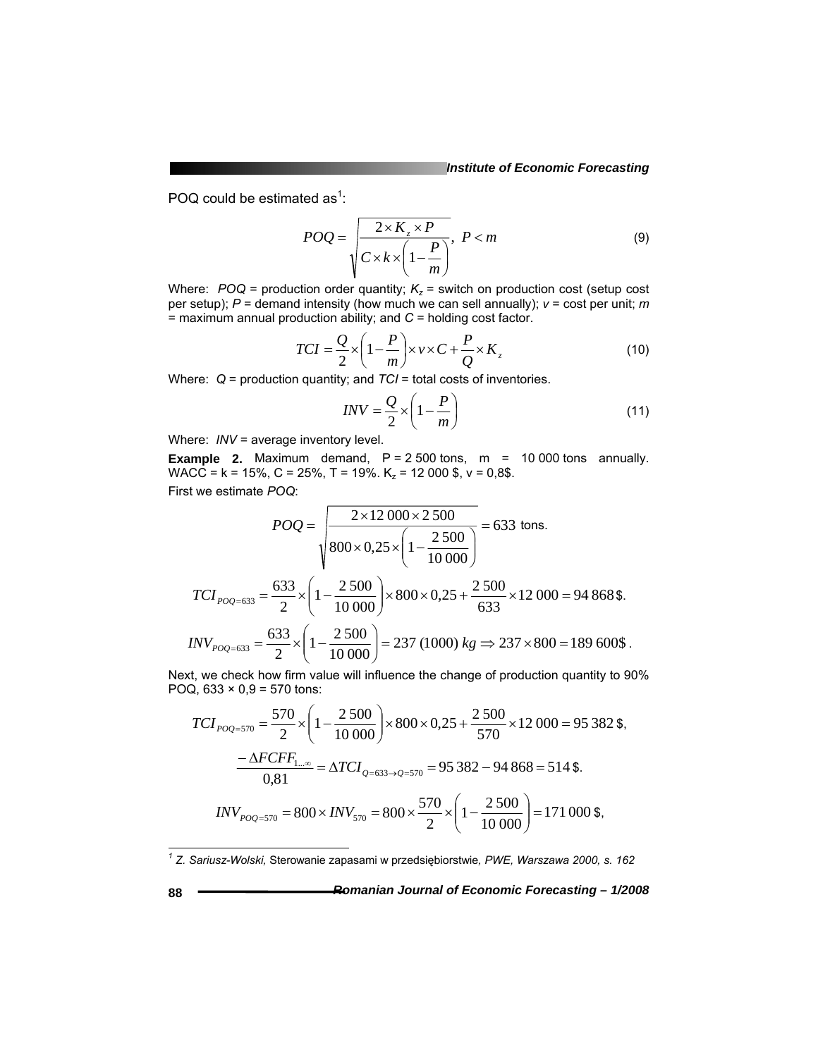POQ could be estimated as[1]:

$$POQ = \sqrt{\frac{2 \times K_z \times P}{C \times k \times \left(1 - \frac{P}{m}\right)}},\ P < m \tag{9}$$

Where: $POQ$ = production order quantity; $K_z$ = switch on production cost (setup cost per setup); $P$ = demand intensity (how much we can sell annually); $v$ = cost per unit; $m$ = maximum annual production ability; and $C$ = holding cost factor.

$$TCI = \frac{Q}{2} \times \left(1 - \frac{P}{m}\right) \times v \times C + \frac{P}{Q} \times K_z \tag{10}$$

Where: $Q$ = production quantity; and $TCI$ = total costs of inventories.

$$INV = \frac{Q}{2} \times \left(1 - \frac{P}{m}\right) \tag{11}$$

Where: $INV$ = average inventory level.

**Example 2.** Maximum demand, P = 2 500 tons, m = 10 000 tons annually. WACC = k = 15%, C = 25%, T = 19%. $K_z$ = 12 000 $, v = 0,8$.

First we estimate *POQ*:

$$POQ = \sqrt{\frac{2 \times 12\,000 \times 2\,500}{800 \times 0{,}25 \times \left(1 - \frac{2\,500}{10\,000}\right)}} = 633 \text{ tons.}$$

$$TCI_{POQ=633} = \frac{633}{2} \times \left(1 - \frac{2\,500}{10\,000}\right) \times 800 \times 0{,}25 + \frac{2\,500}{633} \times 12\,000 = 94\,868\,\$.$$

$$INV_{POQ=633} = \frac{633}{2} \times \left(1 - \frac{2\,500}{10\,000}\right) = 237\ (1000)\ kg \Rightarrow 237 \times 800 = 189\,600\,\$.$$

Next, we check how firm value will influence the change of production quantity to 90% POQ, 633 × 0,9 = 570 tons:

$$TCI_{POQ=570} = \frac{570}{2} \times \left(1 - \frac{2\,500}{10\,000}\right) \times 800 \times 0{,}25 + \frac{2\,500}{570} \times 12\,000 = 95\,382\,\$,$$

$$\frac{-\Delta FCFF_{1\ldots\infty}}{0{,}81} = \Delta TCI_{Q=633 \to Q=570} = 95\,382 - 94\,868 = 514\,\$.$$

$$INV_{POQ=570} = 800 \times INV_{570} = 800 \times \frac{570}{2} \times \left(1 - \frac{2\,500}{10\,000}\right) = 171\,000\,\$,$$

---

[1] *Z. Sariusz-Wolski,* Sterowanie zapasami w przedsiębiorstwie*, PWE, Warszawa 2000, s. 162*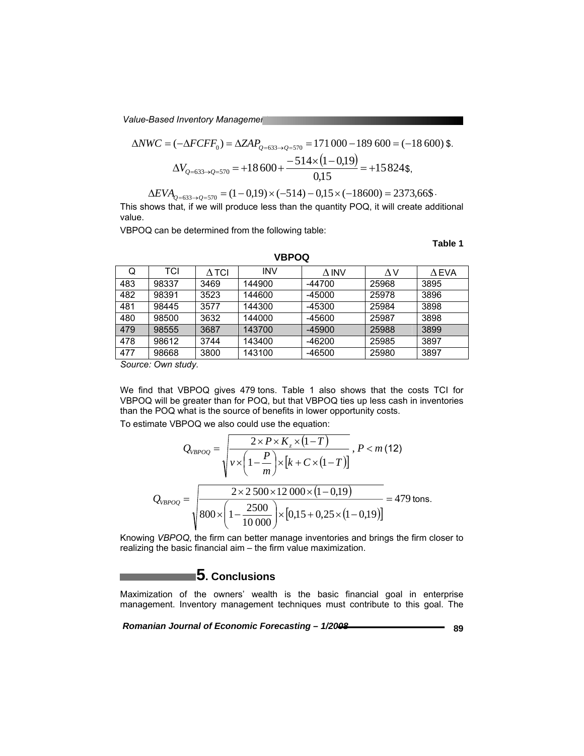$$\Delta NWC = (-\Delta FCFF_0) = \Delta ZAP_{Q=633 \rightarrow Q=570} = 171\,000 - 189\,600 = (-18\,600)\ \$.$$

$$\Delta V_{Q=633 \rightarrow Q=570} = +18\,600 + \frac{-514 \times (1-0{,}19)}{0{,}15} = +15\,824\ \$,$$

$$\Delta EVA_{Q=633 \rightarrow Q=570} = (1-0{,}19) \times (-514) - 0{,}15 \times (-18600) = 2373{,}66\ \$.$$

This shows that, if we will produce less than the quantity POQ, it will create additional value.

VBPOQ can be determined from the following table:

**Table 1**

**VBPOQ**

| Q | TCI | ∆ TCI | INV | ∆ INV | ∆ V | ∆ EVA |
|---|---|---|---|---|---|---|
| 483 | 98337 | 3469 | 144900 | -44700 | 25968 | 3895 |
| 482 | 98391 | 3523 | 144600 | -45000 | 25978 | 3896 |
| 481 | 98445 | 3577 | 144300 | -45300 | 25984 | 3898 |
| 480 | 98500 | 3632 | 144000 | -45600 | 25987 | 3898 |
| 479 | 98555 | 3687 | 143700 | -45900 | 25988 | 3899 |
| 478 | 98612 | 3744 | 143400 | -46200 | 25985 | 3897 |
| 477 | 98668 | 3800 | 143100 | -46500 | 25980 | 3897 |

*Source: Own study.*

We find that VBPOQ gives 479 tons. Table 1 also shows that the costs TCI for VBPOQ will be greater than for POQ, but that VBPOQ ties up less cash in inventories than the POQ what is the source of benefits in lower opportunity costs.

To estimate VBPOQ we also could use the equation:

$$Q_{VBPOQ} = \sqrt{\frac{2 \times P \times K_z \times (1-T)}{v \times \left(1 - \frac{P}{m}\right) \times \left[k + C \times (1-T)\right]}}\ ,\ P < m \quad (12)$$

$$Q_{VBPOQ} = \sqrt{\frac{2 \times 2\,500 \times 12\,000 \times (1-0{,}19)}{800 \times \left(1 - \frac{2500}{10\,000}\right) \times \left[0{,}15 + 0{,}25 \times (1-0{,}19)\right]}} = 479 \text{ tons.}$$

Knowing *VBPOQ*, the firm can better manage inventories and brings the firm closer to realizing the basic financial aim – the firm value maximization.

## 5. Conclusions

Maximization of the owners' wealth is the basic financial goal in enterprise management. Inventory management techniques must contribute to this goal. The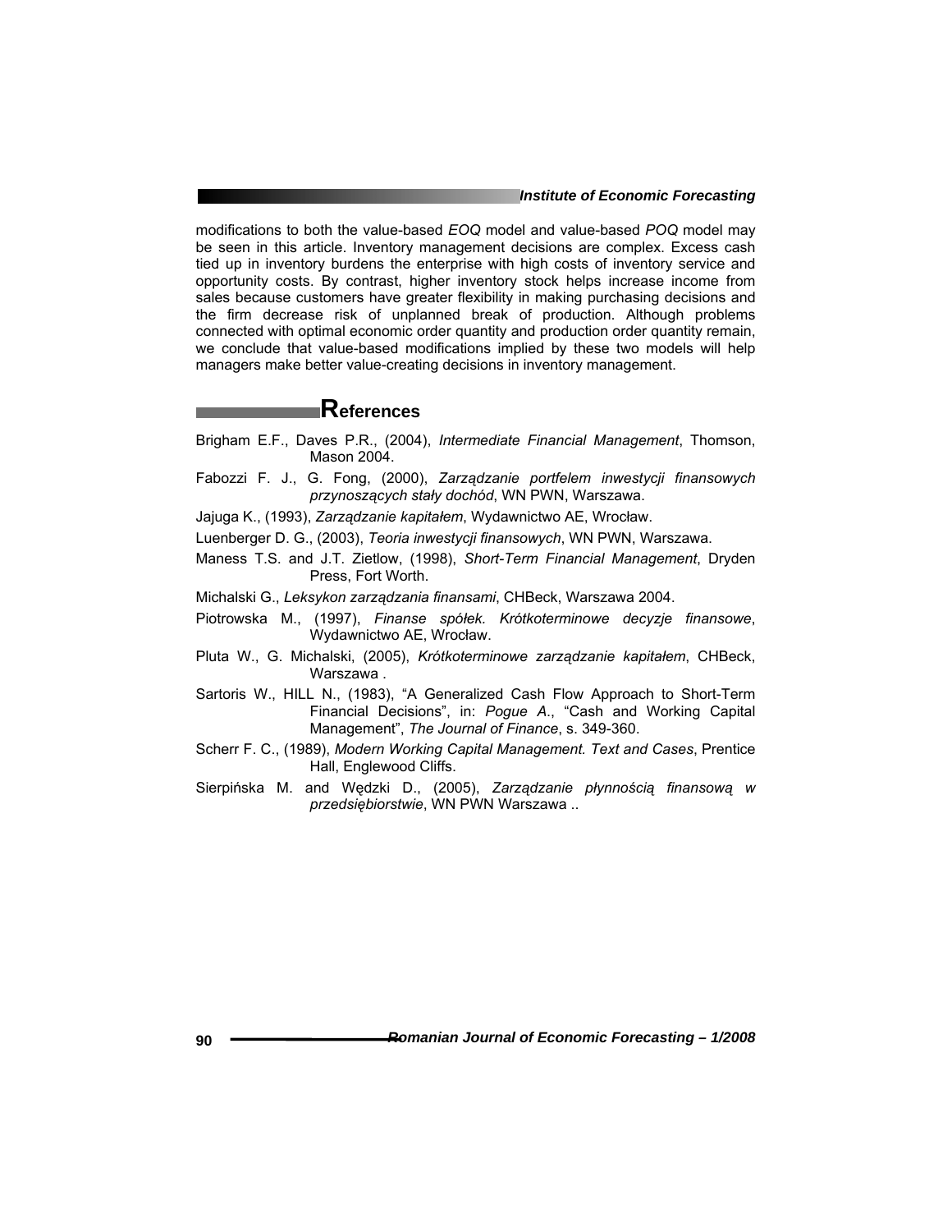modifications to both the value-based *EOQ* model and value-based *POQ* model may be seen in this article. Inventory management decisions are complex. Excess cash tied up in inventory burdens the enterprise with high costs of inventory service and opportunity costs. By contrast, higher inventory stock helps increase income from sales because customers have greater flexibility in making purchasing decisions and the firm decrease risk of unplanned break of production. Although problems connected with optimal economic order quantity and production order quantity remain, we conclude that value-based modifications implied by these two models will help managers make better value-creating decisions in inventory management.

## References

Brigham E.F., Daves P.R., (2004), *Intermediate Financial Management*, Thomson, Mason 2004.

Fabozzi F. J., G. Fong, (2000), *Zarządzanie portfelem inwestycji finansowych przynoszących stały dochód*, WN PWN, Warszawa.

Jajuga K., (1993), *Zarządzanie kapitałem*, Wydawnictwo AE, Wrocław.

Luenberger D. G., (2003), *Teoria inwestycji finansowych*, WN PWN, Warszawa.

Maness T.S. and J.T. Zietlow, (1998), *Short-Term Financial Management*, Dryden Press, Fort Worth.

Michalski G., *Leksykon zarządzania finansami*, CHBeck, Warszawa 2004.

Piotrowska M., (1997), *Finanse spółek. Krótkoterminowe decyzje finansowe*, Wydawnictwo AE, Wrocław.

Pluta W., G. Michalski, (2005), *Krótkoterminowe zarządzanie kapitałem*, CHBeck, Warszawa .

Sartoris W., HILL N., (1983), "A Generalized Cash Flow Approach to Short-Term Financial Decisions", in: *Pogue A*., "Cash and Working Capital Management", *The Journal of Finance*, s. 349-360.

Scherr F. C., (1989), *Modern Working Capital Management. Text and Cases*, Prentice Hall, Englewood Cliffs.

Sierpińska M. and Wędzki D., (2005), *Zarządzanie płynnością finansową w przedsiębiorstwie*, WN PWN Warszawa ..